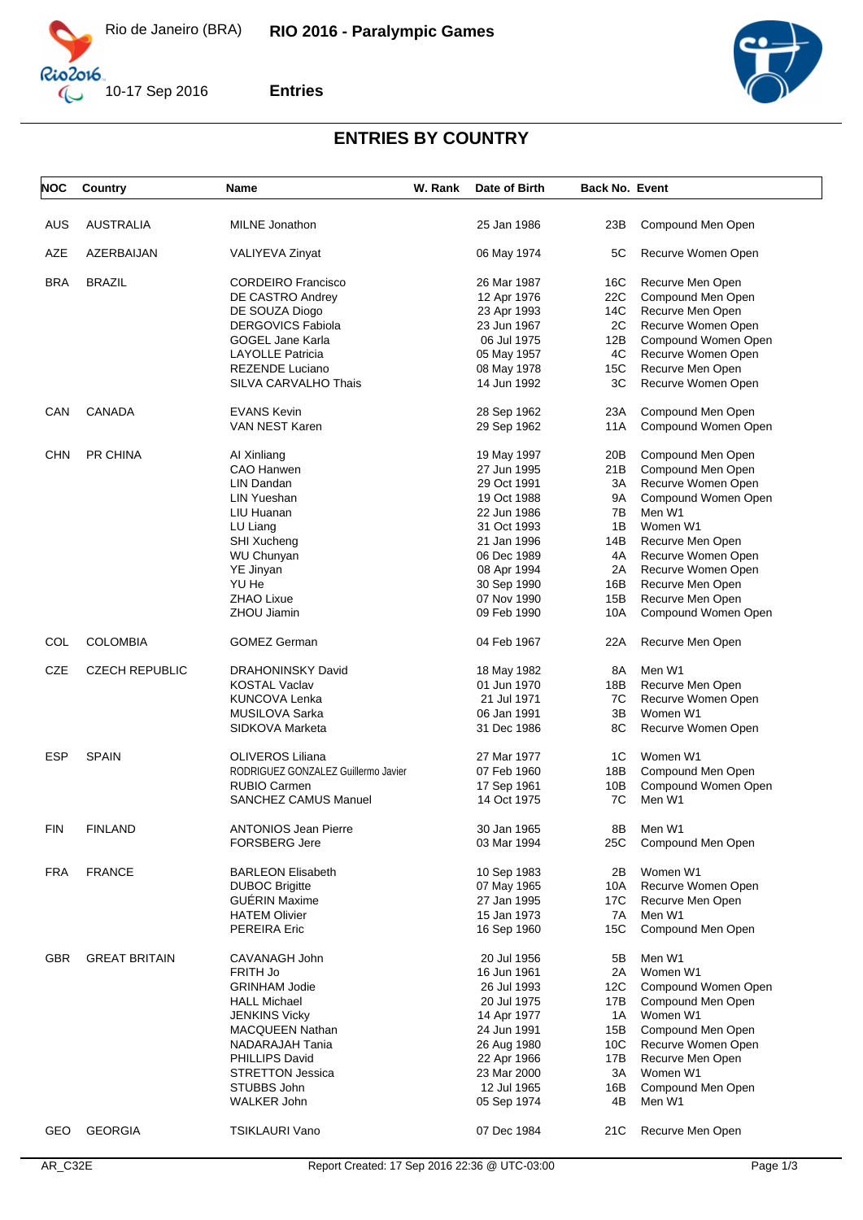Rio de Janeiro (BRA) **RIO 2016 - Paralympic Games**

10-17 Sep 2016 **Entries**

# ENTRIES BY COUNTRY

| NOC | Country | Name | W. Rank | Date of Birth | Back No. | Event |
|---|---|---|---|---|---|---|
| AUS | AUSTRALIA | MILNE Jonathon | | 25 Jan 1986 | 23B | Compound Men Open |
| AZE | AZERBAIJAN | VALIYEVA Zinyat | | 06 May 1974 | 5C | Recurve Women Open |
| BRA | BRAZIL | CORDEIRO Francisco | | 26 Mar 1987 | 16C | Recurve Men Open |
| | | DE CASTRO Andrey | | 12 Apr 1976 | 22C | Compound Men Open |
| | | DE SOUZA Diogo | | 23 Apr 1993 | 14C | Recurve Men Open |
| | | DERGOVICS Fabiola | | 23 Jun 1967 | 2C | Recurve Women Open |
| | | GOGEL Jane Karla | | 06 Jul 1975 | 12B | Compound Women Open |
| | | LAYOLLE Patricia | | 05 May 1957 | 4C | Recurve Women Open |
| | | REZENDE Luciano | | 08 May 1978 | 15C | Recurve Men Open |
| | | SILVA CARVALHO Thais | | 14 Jun 1992 | 3C | Recurve Women Open |
| CAN | CANADA | EVANS Kevin | | 28 Sep 1962 | 23A | Compound Men Open |
| | | VAN NEST Karen | | 29 Sep 1962 | 11A | Compound Women Open |
| CHN | PR CHINA | AI Xinliang | | 19 May 1997 | 20B | Compound Men Open |
| | | CAO Hanwen | | 27 Jun 1995 | 21B | Compound Men Open |
| | | LIN Dandan | | 29 Oct 1991 | 3A | Recurve Women Open |
| | | LIN Yueshan | | 19 Oct 1988 | 9A | Compound Women Open |
| | | LIU Huanan | | 22 Jun 1986 | 7B | Men W1 |
| | | LU Liang | | 31 Oct 1993 | 1B | Women W1 |
| | | SHI Xucheng | | 21 Jan 1996 | 14B | Recurve Men Open |
| | | WU Chunyan | | 06 Dec 1989 | 4A | Recurve Women Open |
| | | YE Jinyan | | 08 Apr 1994 | 2A | Recurve Women Open |
| | | YU He | | 30 Sep 1990 | 16B | Recurve Men Open |
| | | ZHAO Lixue | | 07 Nov 1990 | 15B | Recurve Men Open |
| | | ZHOU Jiamin | | 09 Feb 1990 | 10A | Compound Women Open |
| COL | COLOMBIA | GOMEZ German | | 04 Feb 1967 | 22A | Recurve Men Open |
| CZE | CZECH REPUBLIC | DRAHONINSKY David | | 18 May 1982 | 8A | Men W1 |
| | | KOSTAL Vaclav | | 01 Jun 1970 | 18B | Recurve Men Open |
| | | KUNCOVA Lenka | | 21 Jul 1971 | 7C | Recurve Women Open |
| | | MUSILOVA Sarka | | 06 Jan 1991 | 3B | Women W1 |
| | | SIDKOVA Marketa | | 31 Dec 1986 | 8C | Recurve Women Open |
| ESP | SPAIN | OLIVEROS Liliana | | 27 Mar 1977 | 1C | Women W1 |
| | | RODRIGUEZ GONZALEZ Guillermo Javier | | 07 Feb 1960 | 18B | Compound Men Open |
| | | RUBIO Carmen | | 17 Sep 1961 | 10B | Compound Women Open |
| | | SANCHEZ CAMUS Manuel | | 14 Oct 1975 | 7C | Men W1 |
| FIN | FINLAND | ANTONIOS Jean Pierre | | 30 Jan 1965 | 8B | Men W1 |
| | | FORSBERG Jere | | 03 Mar 1994 | 25C | Compound Men Open |
| FRA | FRANCE | BARLEON Elisabeth | | 10 Sep 1983 | 2B | Women W1 |
| | | DUBOC Brigitte | | 07 May 1965 | 10A | Recurve Women Open |
| | | GUÉRIN Maxime | | 27 Jan 1995 | 17C | Recurve Men Open |
| | | HATEM Olivier | | 15 Jan 1973 | 7A | Men W1 |
| | | PEREIRA Eric | | 16 Sep 1960 | 15C | Compound Men Open |
| GBR | GREAT BRITAIN | CAVANAGH John | | 20 Jul 1956 | 5B | Men W1 |
| | | FRITH Jo | | 16 Jun 1961 | 2A | Women W1 |
| | | GRINHAM Jodie | | 26 Jul 1993 | 12C | Compound Women Open |
| | | HALL Michael | | 20 Jul 1975 | 17B | Compound Men Open |
| | | JENKINS Vicky | | 14 Apr 1977 | 1A | Women W1 |
| | | MACQUEEN Nathan | | 24 Jun 1991 | 15B | Compound Men Open |
| | | NADARAJAH Tania | | 26 Aug 1980 | 10C | Recurve Women Open |
| | | PHILLIPS David | | 22 Apr 1966 | 17B | Recurve Men Open |
| | | STRETTON Jessica | | 23 Mar 2000 | 3A | Women W1 |
| | | STUBBS John | | 12 Jul 1965 | 16B | Compound Men Open |
| | | WALKER John | | 05 Sep 1974 | 4B | Men W1 |
| GEO | GEORGIA | TSIKLAURI Vano | | 07 Dec 1984 | 21C | Recurve Men Open |

AR_C32E Report Created: 17 Sep 2016 22:36 @ UTC-03:00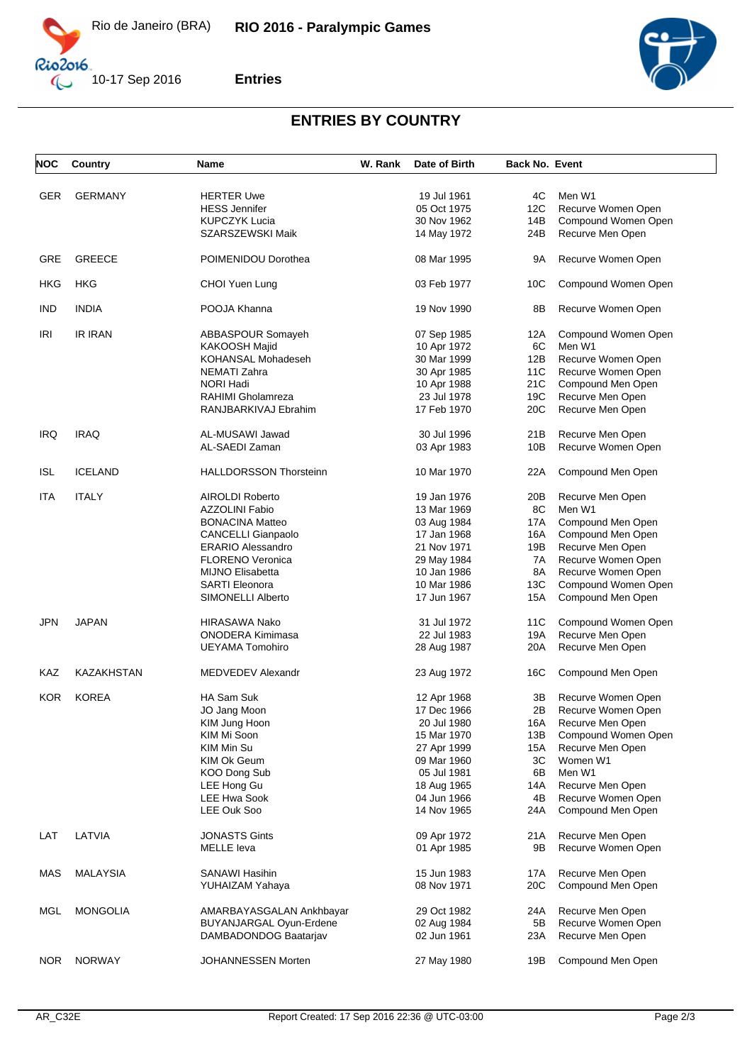# ENTRIES BY COUNTRY

| NOC | Country | Name | W. Rank | Date of Birth | Back No. | Event |
|---|---|---|---|---|---|---|
| GER | GERMANY | HERTER Uwe | | 19 Jul 1961 | 4C | Men W1 |
| | | HESS Jennifer | | 05 Oct 1975 | 12C | Recurve Women Open |
| | | KUPCZYK Lucia | | 30 Nov 1962 | 14B | Compound Women Open |
| | | SZARSZEWSKI Maik | | 14 May 1972 | 24B | Recurve Men Open |
| GRE | GREECE | POIMENIDOU Dorothea | | 08 Mar 1995 | 9A | Recurve Women Open |
| HKG | HKG | CHOI Yuen Lung | | 03 Feb 1977 | 10C | Compound Women Open |
| IND | INDIA | POOJA Khanna | | 19 Nov 1990 | 8B | Recurve Women Open |
| IRI | IR IRAN | ABBASPOUR Somayeh | | 07 Sep 1985 | 12A | Compound Women Open |
| | | KAKOOSH Majid | | 10 Apr 1972 | 6C | Men W1 |
| | | KOHANSAL Mohadeseh | | 30 Mar 1999 | 12B | Recurve Women Open |
| | | NEMATI Zahra | | 30 Apr 1985 | 11C | Recurve Women Open |
| | | NORI Hadi | | 10 Apr 1988 | 21C | Compound Men Open |
| | | RAHIMI Gholamreza | | 23 Jul 1978 | 19C | Recurve Men Open |
| | | RANJBARKIVAJ Ebrahim | | 17 Feb 1970 | 20C | Recurve Men Open |
| IRQ | IRAQ | AL-MUSAWI Jawad | | 30 Jul 1996 | 21B | Recurve Men Open |
| | | AL-SAEDI Zaman | | 03 Apr 1983 | 10B | Recurve Women Open |
| ISL | ICELAND | HALLDORSSON Thorsteinn | | 10 Mar 1970 | 22A | Compound Men Open |
| ITA | ITALY | AIROLDI Roberto | | 19 Jan 1976 | 20B | Recurve Men Open |
| | | AZZOLINI Fabio | | 13 Mar 1969 | 8C | Men W1 |
| | | BONACINA Matteo | | 03 Aug 1984 | 17A | Compound Men Open |
| | | CANCELLI Gianpaolo | | 17 Jan 1968 | 16A | Compound Men Open |
| | | ERARIO Alessandro | | 21 Nov 1971 | 19B | Recurve Men Open |
| | | FLORENO Veronica | | 29 May 1984 | 7A | Recurve Women Open |
| | | MIJNO Elisabetta | | 10 Jan 1986 | 8A | Recurve Women Open |
| | | SARTI Eleonora | | 10 Mar 1986 | 13C | Compound Women Open |
| | | SIMONELLI Alberto | | 17 Jun 1967 | 15A | Compound Men Open |
| JPN | JAPAN | HIRASAWA Nako | | 31 Jul 1972 | 11C | Compound Women Open |
| | | ONODERA Kimimasa | | 22 Jul 1983 | 19A | Recurve Men Open |
| | | UEYAMA Tomohiro | | 28 Aug 1987 | 20A | Recurve Men Open |
| KAZ | KAZAKHSTAN | MEDVEDEV Alexandr | | 23 Aug 1972 | 16C | Compound Men Open |
| KOR | KOREA | HA Sam Suk | | 12 Apr 1968 | 3B | Recurve Women Open |
| | | JO Jang Moon | | 17 Dec 1966 | 2B | Recurve Women Open |
| | | KIM Jung Hoon | | 20 Jul 1980 | 16A | Recurve Men Open |
| | | KIM Mi Soon | | 15 Mar 1970 | 13B | Compound Women Open |
| | | KIM Min Su | | 27 Apr 1999 | 15A | Recurve Men Open |
| | | KIM Ok Geum | | 09 Mar 1960 | 3C | Women W1 |
| | | KOO Dong Sub | | 05 Jul 1981 | 6B | Men W1 |
| | | LEE Hong Gu | | 18 Aug 1965 | 14A | Recurve Men Open |
| | | LEE Hwa Sook | | 04 Jun 1966 | 4B | Recurve Women Open |
| | | LEE Ouk Soo | | 14 Nov 1965 | 24A | Compound Men Open |
| LAT | LATVIA | JONASTS Gints | | 09 Apr 1972 | 21A | Recurve Men Open |
| | | MELLE Ieva | | 01 Apr 1985 | 9B | Recurve Women Open |
| MAS | MALAYSIA | SANAWI Hasihin | | 15 Jun 1983 | 17A | Recurve Men Open |
| | | YUHAIZAM Yahaya | | 08 Nov 1971 | 20C | Compound Men Open |
| MGL | MONGOLIA | AMARBAYASGALAN Ankhbayar | | 29 Oct 1982 | 24A | Recurve Men Open |
| | | BUYANJARGAL Oyun-Erdene | | 02 Aug 1984 | 5B | Recurve Women Open |
| | | DAMBADONDOG Baatarjav | | 02 Jun 1961 | 23A | Recurve Men Open |
| NOR | NORWAY | JOHANNESSEN Morten | | 27 May 1980 | 19B | Compound Men Open |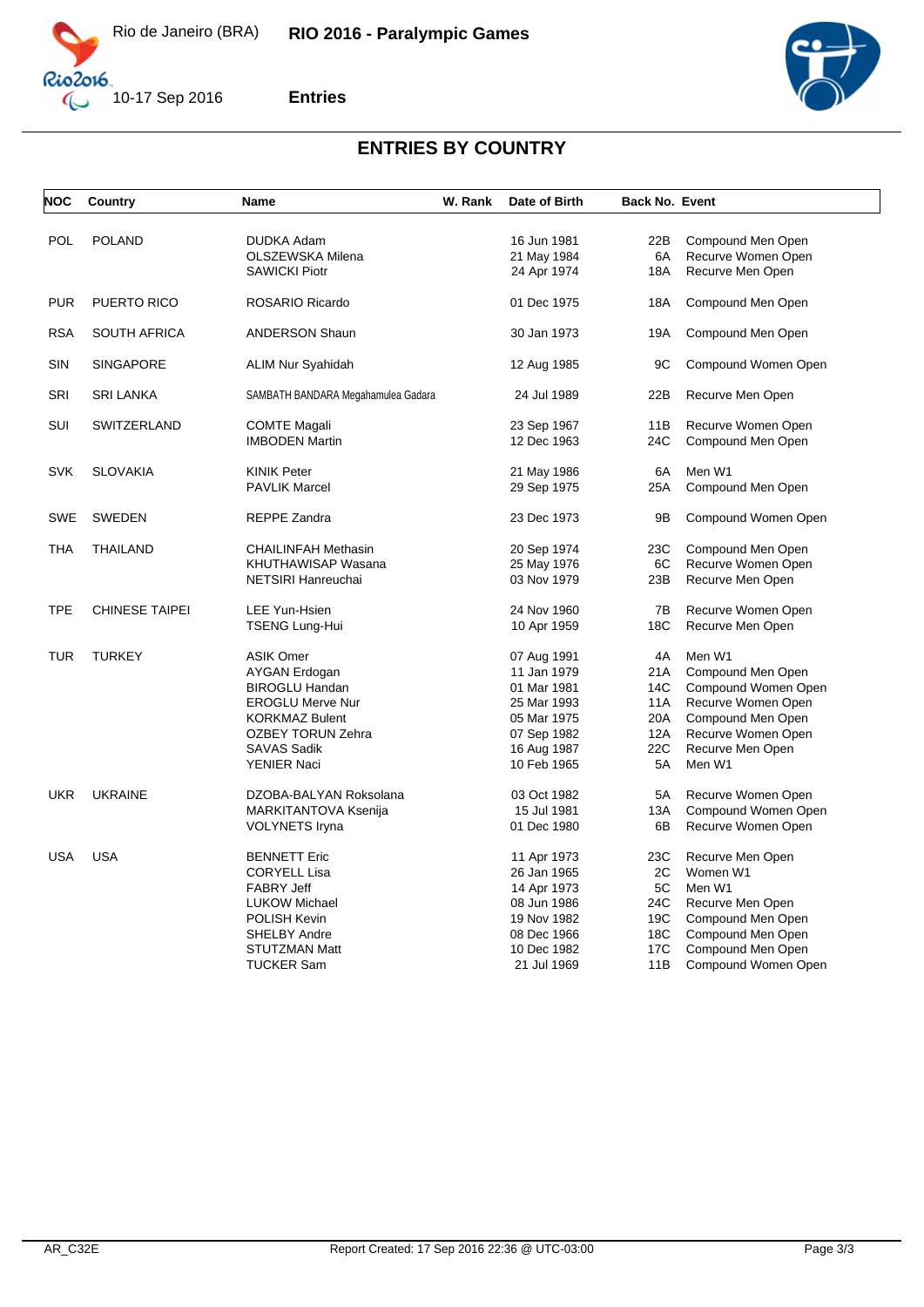Rio de Janeiro (BRA) **RIO 2016 - Paralympic Games**

10-17 Sep 2016 **Entries**

# ENTRIES BY COUNTRY

| NOC | Country | Name | W. Rank | Date of Birth | Back No. | Event |
| --- | --- | --- | --- | --- | --- | --- |
| POL | POLAND | DUDKA Adam | | 16 Jun 1981 | 22B | Compound Men Open |
| | | OLSZEWSKA Milena | | 21 May 1984 | 6A | Recurve Women Open |
| | | SAWICKI Piotr | | 24 Apr 1974 | 18A | Recurve Men Open |
| PUR | PUERTO RICO | ROSARIO Ricardo | | 01 Dec 1975 | 18A | Compound Men Open |
| RSA | SOUTH AFRICA | ANDERSON Shaun | | 30 Jan 1973 | 19A | Compound Men Open |
| SIN | SINGAPORE | ALIM Nur Syahidah | | 12 Aug 1985 | 9C | Compound Women Open |
| SRI | SRI LANKA | SAMBATH BANDARA Megahamulea Gadara | | 24 Jul 1989 | 22B | Recurve Men Open |
| SUI | SWITZERLAND | COMTE Magali | | 23 Sep 1967 | 11B | Recurve Women Open |
| | | IMBODEN Martin | | 12 Dec 1963 | 24C | Compound Men Open |
| SVK | SLOVAKIA | KINIK Peter | | 21 May 1986 | 6A | Men W1 |
| | | PAVLIK Marcel | | 29 Sep 1975 | 25A | Compound Men Open |
| SWE | SWEDEN | REPPE Zandra | | 23 Dec 1973 | 9B | Compound Women Open |
| THA | THAILAND | CHAILINFAH Methasin | | 20 Sep 1974 | 23C | Compound Men Open |
| | | KHUTHAWISAP Wasana | | 25 May 1976 | 6C | Recurve Women Open |
| | | NETSIRI Hanreuchai | | 03 Nov 1979 | 23B | Recurve Men Open |
| TPE | CHINESE TAIPEI | LEE Yun-Hsien | | 24 Nov 1960 | 7B | Recurve Women Open |
| | | TSENG Lung-Hui | | 10 Apr 1959 | 18C | Recurve Men Open |
| TUR | TURKEY | ASIK Omer | | 07 Aug 1991 | 4A | Men W1 |
| | | AYGAN Erdogan | | 11 Jan 1979 | 21A | Compound Men Open |
| | | BIROGLU Handan | | 01 Mar 1981 | 14C | Compound Women Open |
| | | EROGLU Merve Nur | | 25 Mar 1993 | 11A | Recurve Women Open |
| | | KORKMAZ Bulent | | 05 Mar 1975 | 20A | Compound Men Open |
| | | OZBEY TORUN Zehra | | 07 Sep 1982 | 12A | Recurve Women Open |
| | | SAVAS Sadik | | 16 Aug 1987 | 22C | Recurve Men Open |
| | | YENIER Naci | | 10 Feb 1965 | 5A | Men W1 |
| UKR | UKRAINE | DZOBA-BALYAN Roksolana | | 03 Oct 1982 | 5A | Recurve Women Open |
| | | MARKITANTOVA Ksenija | | 15 Jul 1981 | 13A | Compound Women Open |
| | | VOLYNETS Iryna | | 01 Dec 1980 | 6B | Recurve Women Open |
| USA | USA | BENNETT Eric | | 11 Apr 1973 | 23C | Recurve Men Open |
| | | CORYELL Lisa | | 26 Jan 1965 | 2C | Women W1 |
| | | FABRY Jeff | | 14 Apr 1973 | 5C | Men W1 |
| | | LUKOW Michael | | 08 Jun 1986 | 24C | Recurve Men Open |
| | | POLISH Kevin | | 19 Nov 1982 | 19C | Compound Men Open |
| | | SHELBY Andre | | 08 Dec 1966 | 18C | Compound Men Open |
| | | STUTZMAN Matt | | 10 Dec 1982 | 17C | Compound Men Open |
| | | TUCKER Sam | | 21 Jul 1969 | 11B | Compound Women Open |

AR_C32E Report Created: 17 Sep 2016 22:36 @ UTC-03:00